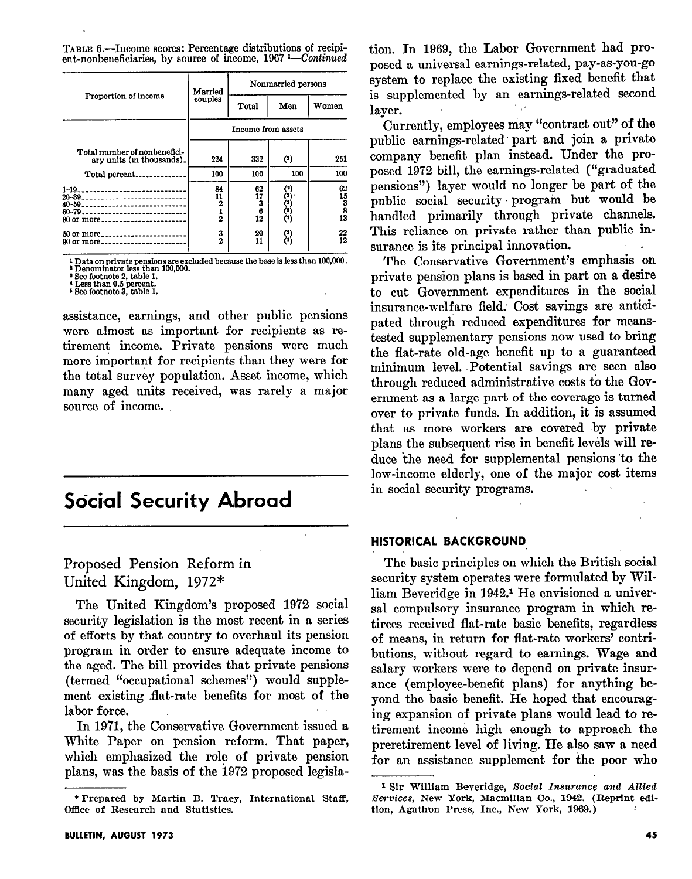TABLE 6.—Income scores: Percentage distributions of recipient-nonbeneficiaries, by source of income, 1967 [1]—*Continued*

| Proportion of income | Married couples | Nonmarried persons | | |
|---|---|---|---|---|
| | | Total | Men | Women |
| | Income from assets | | | |
| Total number of nonbeneficiary units (in thousands) | 224 | 332 | (2) | 251 |
| Total percent | 100 | 100 | 100 | 100 |
| 1–19 | 84 | 62 | (3) | 62 |
| 20–39 | 11 | 17 | (3) | 15 |
| 40–59 | 2 | 3 | (3) | 3 |
| 60–79 | 1 | 6 | (3) | 8 |
| 80 or more | 2 | 12 | (3) | 13 |
| 50 or more | 3 | 20 | (3) | 22 |
| 90 or more | 2 | 11 | (3) | 12 |

[1] Data on private pensions are excluded because the base is less than 100,000.
[2] Denominator less than 100,000.
[3] See footnote 2, table 1.
[4] Less than 0.5 percent.
[5] See footnote 3, table 1.

assistance, earnings, and other public pensions were almost as important for recipients as retirement income. Private pensions were much more important for recipients than they were for the total survey population. Asset income, which many aged units received, was rarely a major source of income.

# Social Security Abroad

## Proposed Pension Reform in United Kingdom, 1972*

The United Kingdom's proposed 1972 social security legislation is the most recent in a series of efforts by that country to overhaul its pension program in order to ensure adequate income to the aged. The bill provides that private pensions (termed "occupational schemes") would supplement existing flat-rate benefits for most of the labor force.

In 1971, the Conservative Government issued a White Paper on pension reform. That paper, which emphasized the role of private pension plans, was the basis of the 1972 proposed legislation. In 1969, the Labor Government had proposed a universal earnings-related, pay-as-you-go system to replace the existing fixed benefit that is supplemented by an earnings-related second layer.

Currently, employees may "contract out" of the public earnings-related part and join a private company benefit plan instead. Under the proposed 1972 bill, the earnings-related ("graduated pensions") layer would no longer be part of the public social security program but would be handled primarily through private channels. This reliance on private rather than public insurance is its principal innovation.

The Conservative Government's emphasis on private pension plans is based in part on a desire to cut Government expenditures in the social insurance-welfare field. Cost savings are anticipated through reduced expenditures for means-tested supplementary pensions now used to bring the flat-rate old-age benefit up to a guaranteed minimum level. Potential savings are seen also through reduced administrative costs to the Government as a large part of the coverage is turned over to private funds. In addition, it is assumed that as more workers are covered by private plans the subsequent rise in benefit levels will reduce the need for supplemental pensions to the low-income elderly, one of the major cost items in social security programs.

\* Prepared by Martin B. Tracy, International Staff, Office of Research and Statistics.

### HISTORICAL BACKGROUND

The basic principles on which the British social security system operates were formulated by William Beveridge in 1942.[1] He envisioned a universal compulsory insurance program in which retirees received flat-rate basic benefits, regardless of means, in return for flat-rate workers' contributions, without regard to earnings. Wage and salary workers were to depend on private insurance (employee-benefit plans) for anything beyond the basic benefit. He hoped that encouraging expansion of private plans would lead to retirement income high enough to approach the preretirement level of living. He also saw a need for an assistance supplement for the poor who

[1] Sir William Beveridge, *Social Insurance and Allied Services*, New York, Macmillan Co., 1942. (Reprint edition, Agathon Press, Inc., New York, 1969.)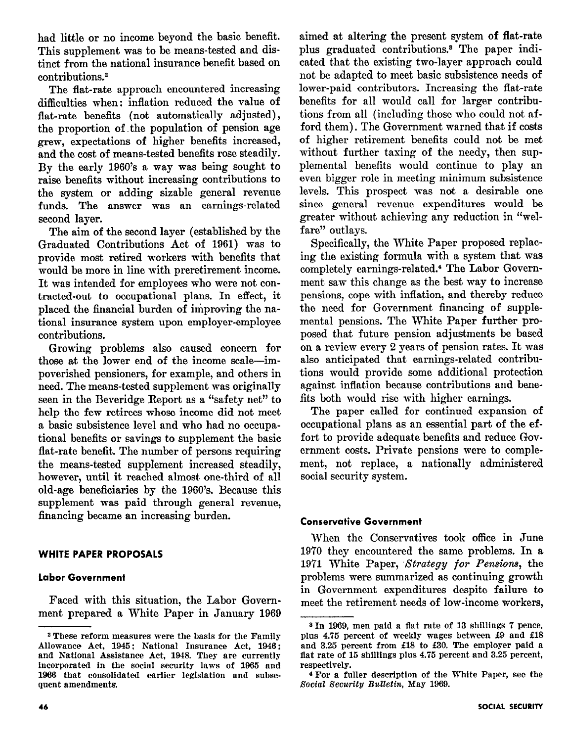had little or no income beyond the basic benefit. This supplement was to be means-tested and distinct from the national insurance benefit based on contributions.[2]

The flat-rate approach encountered increasing difficulties when: inflation reduced the value of flat-rate benefits (not automatically adjusted), the proportion of the population of pension age grew, expectations of higher benefits increased, and the cost of means-tested benefits rose steadily. By the early 1960's a way was being sought to raise benefits without increasing contributions to the system or adding sizable general revenue funds. The answer was an earnings-related second layer.

The aim of the second layer (established by the Graduated Contributions Act of 1961) was to provide most retired workers with benefits that would be more in line with preretirement income. It was intended for employees who were not contracted-out to occupational plans. In effect, it placed the financial burden of improving the national insurance system upon employer-employee contributions.

Growing problems also caused concern for those at the lower end of the income scale—impoverished pensioners, for example, and others in need. The means-tested supplement was originally seen in the Beveridge Report as a "safety net" to help the few retirees whose income did not meet a basic subsistence level and who had no occupational benefits or savings to supplement the basic flat-rate benefit. The number of persons requiring the means-tested supplement increased steadily, however, until it reached almost one-third of all old-age beneficiaries by the 1960's. Because this supplement was paid through general revenue, financing became an increasing burden.

## WHITE PAPER PROPOSALS

### Labor Government

Faced with this situation, the Labor Government prepared a White Paper in January 1969 aimed at altering the present system of flat-rate plus graduated contributions.[3] The paper indicated that the existing two-layer approach could not be adapted to meet basic subsistence needs of lower-paid contributors. Increasing the flat-rate benefits for all would call for larger contributions from all (including those who could not afford them). The Government warned that if costs of higher retirement benefits could not be met without further taxing of the needy, then supplemental benefits would continue to play an even bigger role in meeting minimum subsistence levels. This prospect was not a desirable one since general revenue expenditures would be greater without achieving any reduction in "welfare" outlays.

Specifically, the White Paper proposed replacing the existing formula with a system that was completely earnings-related.[4] The Labor Government saw this change as the best way to increase pensions, cope with inflation, and thereby reduce the need for Government financing of supplemental pensions. The White Paper further proposed that future pension adjustments be based on a review every 2 years of pension rates. It was also anticipated that earnings-related contributions would provide some additional protection against inflation because contributions and benefits both would rise with higher earnings.

The paper called for continued expansion of occupational plans as an essential part of the effort to provide adequate benefits and reduce Government costs. Private pensions were to complement, not replace, a nationally administered social security system.

### Conservative Government

When the Conservatives took office in June 1970 they encountered the same problems. In a 1971 White Paper, *Strategy for Pensions*, the problems were summarized as continuing growth in Government expenditures despite failure to meet the retirement needs of low-income workers,

---

[2] These reform measures were the basis for the Family Allowance Act, 1945; National Insurance Act, 1946; and National Assistance Act, 1948. They are currently incorporated in the social security laws of 1965 and 1966 that consolidated earlier legislation and subsequent amendments.

[3] In 1969, men paid a flat rate of 13 shillings 7 pence, plus 4.75 percent of weekly wages between £9 and £18 and 3.25 percent from £18 to £30. The employer paid a flat rate of 15 shillings plus 4.75 percent and 3.25 percent, respectively.

[4] For a fuller description of the White Paper, see the *Social Security Bulletin*, May 1969.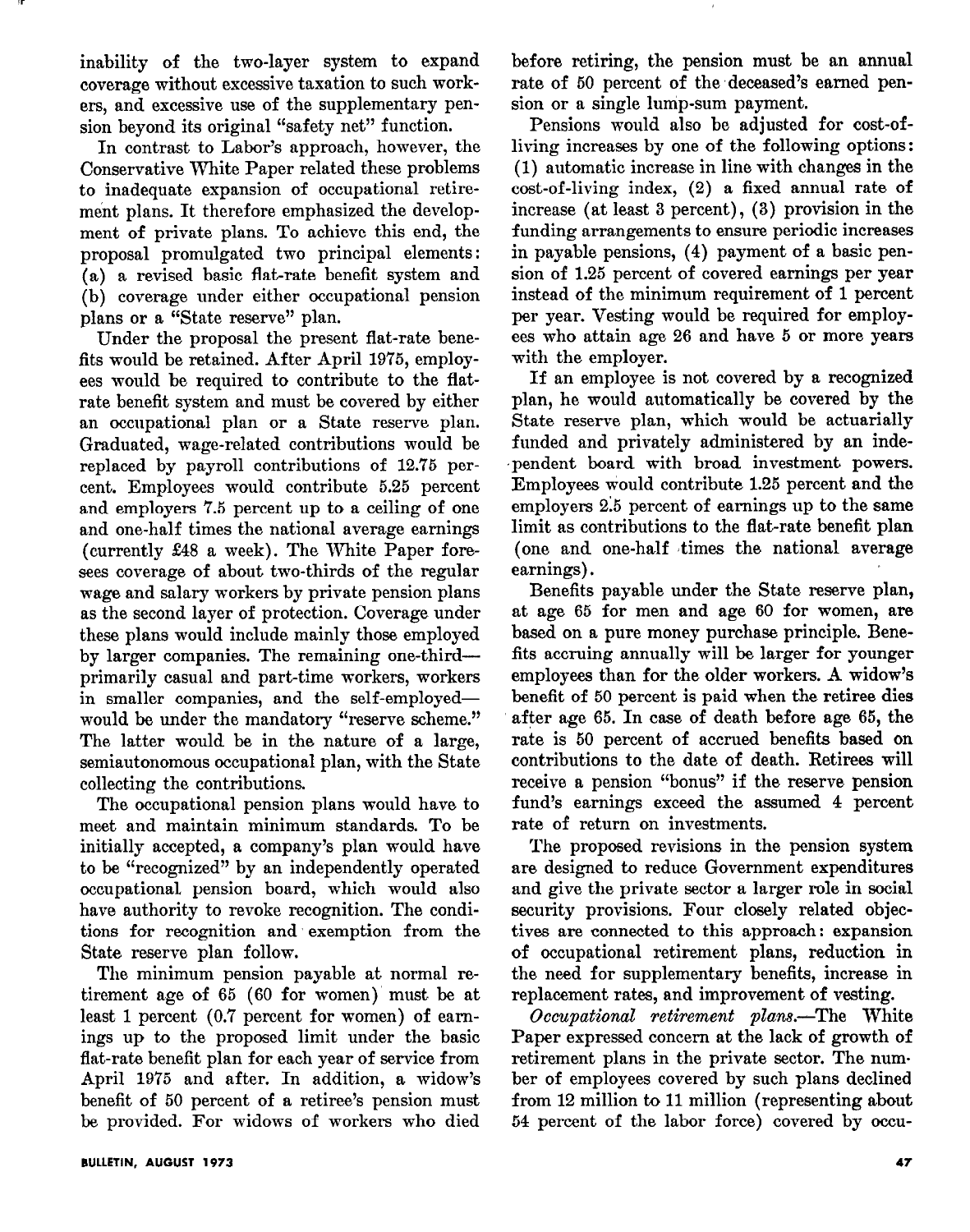inability of the two-layer system to expand coverage without excessive taxation to such workers, and excessive use of the supplementary pension beyond its original "safety net" function.

In contrast to Labor's approach, however, the Conservative White Paper related these problems to inadequate expansion of occupational retirement plans. It therefore emphasized the development of private plans. To achieve this end, the proposal promulgated two principal elements: (a) a revised basic flat-rate benefit system and (b) coverage under either occupational pension plans or a "State reserve" plan.

Under the proposal the present flat-rate benefits would be retained. After April 1975, employees would be required to contribute to the flat-rate benefit system and must be covered by either an occupational plan or a State reserve plan. Graduated, wage-related contributions would be replaced by payroll contributions of 12.75 percent. Employees would contribute 5.25 percent and employers 7.5 percent up to a ceiling of one and one-half times the national average earnings (currently £48 a week). The White Paper foresees coverage of about two-thirds of the regular wage and salary workers by private pension plans as the second layer of protection. Coverage under these plans would include mainly those employed by larger companies. The remaining one-third—primarily casual and part-time workers, workers in smaller companies, and the self-employed—would be under the mandatory "reserve scheme." The latter would be in the nature of a large, semiautonomous occupational plan, with the State collecting the contributions.

The occupational pension plans would have to meet and maintain minimum standards. To be initially accepted, a company's plan would have to be "recognized" by an independently operated occupational pension board, which would also have authority to revoke recognition. The conditions for recognition and exemption from the State reserve plan follow.

The minimum pension payable at normal retirement age of 65 (60 for women) must be at least 1 percent (0.7 percent for women) of earnings up to the proposed limit under the basic flat-rate benefit plan for each year of service from April 1975 and after. In addition, a widow's benefit of 50 percent of a retiree's pension must be provided. For widows of workers who died before retiring, the pension must be an annual rate of 50 percent of the deceased's earned pension or a single lump-sum payment.

Pensions would also be adjusted for cost-of-living increases by one of the following options: (1) automatic increase in line with changes in the cost-of-living index, (2) a fixed annual rate of increase (at least 3 percent), (3) provision in the funding arrangements to ensure periodic increases in payable pensions, (4) payment of a basic pension of 1.25 percent of covered earnings per year instead of the minimum requirement of 1 percent per year. Vesting would be required for employees who attain age 26 and have 5 or more years with the employer.

If an employee is not covered by a recognized plan, he would automatically be covered by the State reserve plan, which would be actuarially funded and privately administered by an independent board with broad investment powers. Employees would contribute 1.25 percent and the employers 2.5 percent of earnings up to the same limit as contributions to the flat-rate benefit plan (one and one-half times the national average earnings).

Benefits payable under the State reserve plan, at age 65 for men and age 60 for women, are based on a pure money purchase principle. Benefits accruing annually will be larger for younger employees than for the older workers. A widow's benefit of 50 percent is paid when the retiree dies after age 65. In case of death before age 65, the rate is 50 percent of accrued benefits based on contributions to the date of death. Retirees will receive a pension "bonus" if the reserve pension fund's earnings exceed the assumed 4 percent rate of return on investments.

The proposed revisions in the pension system are designed to reduce Government expenditures and give the private sector a larger role in social security provisions. Four closely related objectives are connected to this approach: expansion of occupational retirement plans, reduction in the need for supplementary benefits, increase in replacement rates, and improvement of vesting.

*Occupational retirement plans.*—The White Paper expressed concern at the lack of growth of retirement plans in the private sector. The number of employees covered by such plans declined from 12 million to 11 million (representing about 54 percent of the labor force) covered by occu-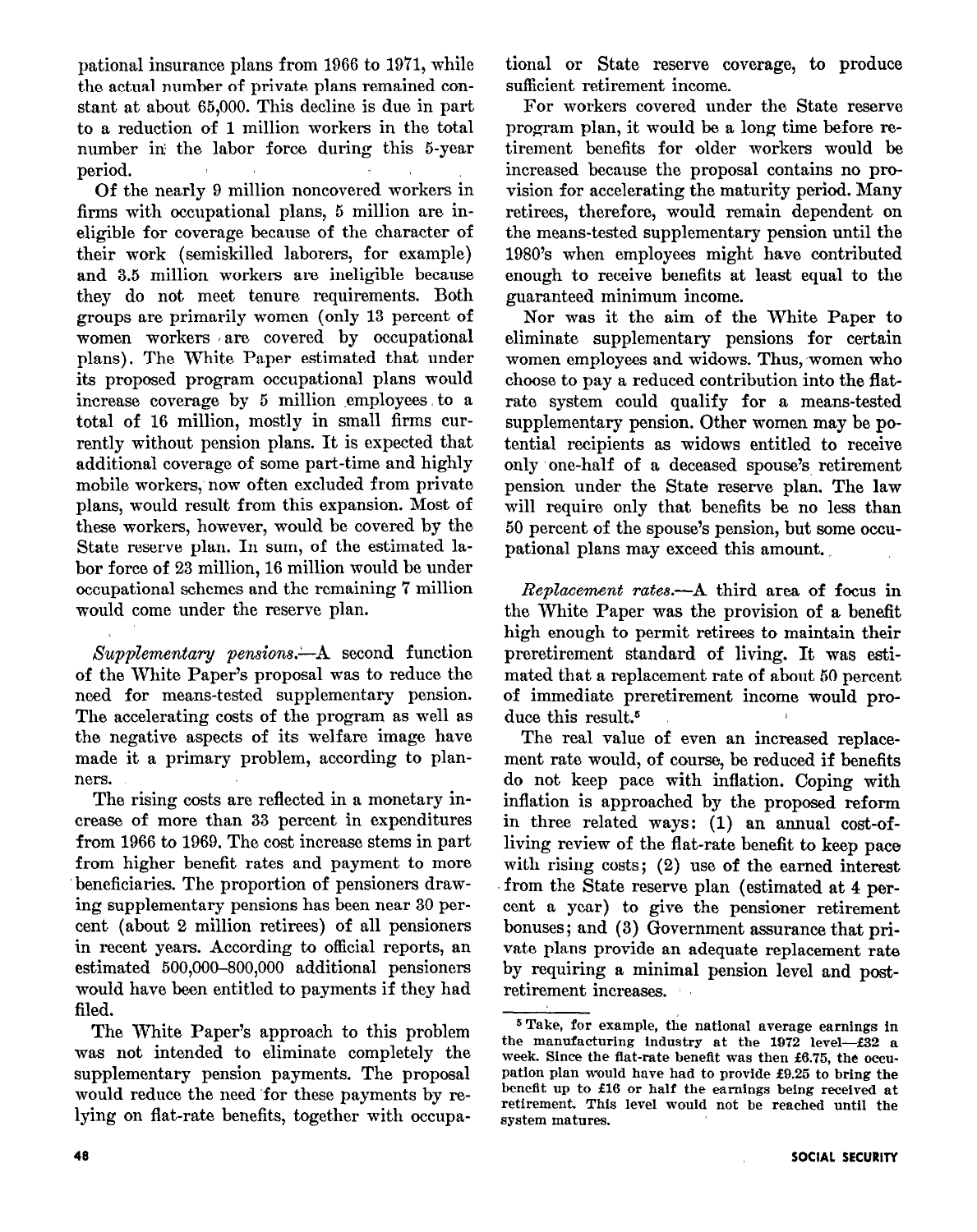pational insurance plans from 1966 to 1971, while the actual number of private plans remained constant at about 65,000. This decline is due in part to a reduction of 1 million workers in the total number in the labor force during this 5-year period.

Of the nearly 9 million noncovered workers in firms with occupational plans, 5 million are ineligible for coverage because of the character of their work (semiskilled laborers, for example) and 3.5 million workers are ineligible because they do not meet tenure requirements. Both groups are primarily women (only 13 percent of women workers are covered by occupational plans). The White Paper estimated that under its proposed program occupational plans would increase coverage by 5 million employees to a total of 16 million, mostly in small firms currently without pension plans. It is expected that additional coverage of some part-time and highly mobile workers, now often excluded from private plans, would result from this expansion. Most of these workers, however, would be covered by the State reserve plan. In sum, of the estimated labor force of 23 million, 16 million would be under occupational schemes and the remaining 7 million would come under the reserve plan.

*Supplementary pensions.*—A second function of the White Paper's proposal was to reduce the need for means-tested supplementary pension. The accelerating costs of the program as well as the negative aspects of its welfare image have made it a primary problem, according to planners.

The rising costs are reflected in a monetary increase of more than 33 percent in expenditures from 1966 to 1969. The cost increase stems in part from higher benefit rates and payment to more beneficiaries. The proportion of pensioners drawing supplementary pensions has been near 30 percent (about 2 million retirees) of all pensioners in recent years. According to official reports, an estimated 500,000–800,000 additional pensioners would have been entitled to payments if they had filed.

The White Paper's approach to this problem was not intended to eliminate completely the supplementary pension payments. The proposal would reduce the need for these payments by relying on flat-rate benefits, together with occupational or State reserve coverage, to produce sufficient retirement income.

For workers covered under the State reserve program plan, it would be a long time before retirement benefits for older workers would be increased because the proposal contains no provision for accelerating the maturity period. Many retirees, therefore, would remain dependent on the means-tested supplementary pension until the 1980's when employees might have contributed enough to receive benefits at least equal to the guaranteed minimum income.

Nor was it the aim of the White Paper to eliminate supplementary pensions for certain women employees and widows. Thus, women who choose to pay a reduced contribution into the flat-rate system could qualify for a means-tested supplementary pension. Other women may be potential recipients as widows entitled to receive only one-half of a deceased spouse's retirement pension under the State reserve plan. The law will require only that benefits be no less than 50 percent of the spouse's pension, but some occupational plans may exceed this amount.

*Replacement rates.*—A third area of focus in the White Paper was the provision of a benefit high enough to permit retirees to maintain their preretirement standard of living. It was estimated that a replacement rate of about 50 percent of immediate preretirement income would produce this result.[5]

The real value of even an increased replacement rate would, of course, be reduced if benefits do not keep pace with inflation. Coping with inflation is approached by the proposed reform in three related ways: (1) an annual cost-of-living review of the flat-rate benefit to keep pace with rising costs; (2) use of the earned interest from the State reserve plan (estimated at 4 percent a year) to give the pensioner retirement bonuses; and (3) Government assurance that private plans provide an adequate replacement rate by requiring a minimal pension level and post-retirement increases.

---

[5] Take, for example, the national average earnings in the manufacturing industry at the 1972 level—£32 a week. Since the flat-rate benefit was then £6.75, the occupation plan would have had to provide £9.25 to bring the benefit up to £16 or half the earnings being received at retirement. This level would not be reached until the system matures.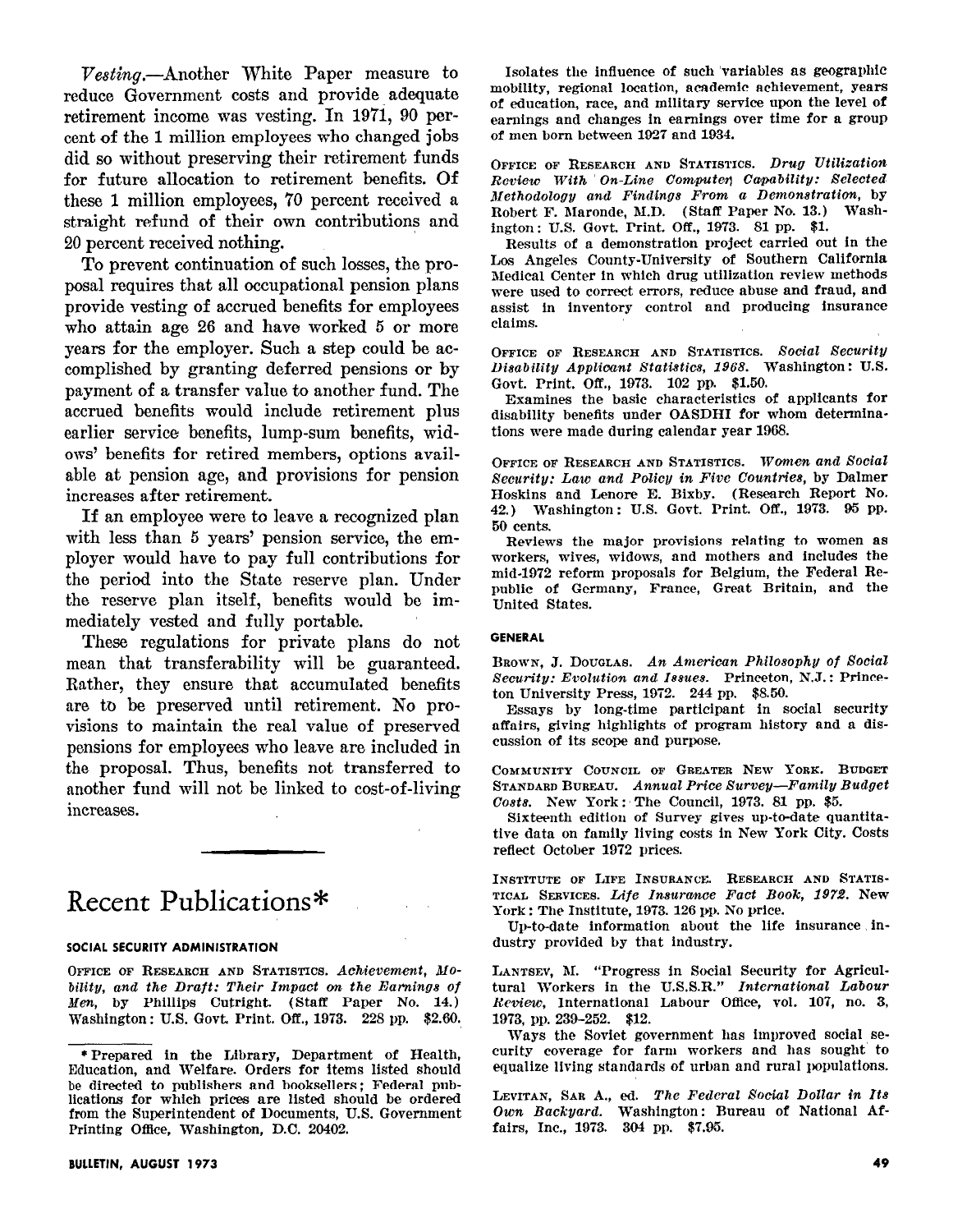*Vesting*.—Another White Paper measure to reduce Government costs and provide adequate retirement income was vesting. In 1971, 90 percent of the 1 million employees who changed jobs did so without preserving their retirement funds for future allocation to retirement benefits. Of these 1 million employees, 70 percent received a straight refund of their own contributions and 20 percent received nothing.

To prevent continuation of such losses, the proposal requires that all occupational pension plans provide vesting of accrued benefits for employees who attain age 26 and have worked 5 or more years for the employer. Such a step could be accomplished by granting deferred pensions or by payment of a transfer value to another fund. The accrued benefits would include retirement plus earlier service benefits, lump-sum benefits, widows' benefits for retired members, options available at pension age, and provisions for pension increases after retirement.

If an employee were to leave a recognized plan with less than 5 years' pension service, the employer would have to pay full contributions for the period into the State reserve plan. Under the reserve plan itself, benefits would be immediately vested and fully portable.

These regulations for private plans do not mean that transferability will be guaranteed. Rather, they ensure that accumulated benefits are to be preserved until retirement. No provisions to maintain the real value of preserved pensions for employees who leave are included in the proposal. Thus, benefits not transferred to another fund will not be linked to cost-of-living increases.

# Recent Publications*

### SOCIAL SECURITY ADMINISTRATION

OFFICE OF RESEARCH AND STATISTICS. *Achievement, Mobility, and the Draft: Their Impact on the Earnings of Men*, by Phillips Cutright. (Staff Paper No. 14.) Washington: U.S. Govt. Print. Off., 1973. 228 pp. $2.60.

Isolates the influence of such variables as geographic mobility, regional location, academic achievement, years of education, race, and military service upon the level of earnings and changes in earnings over time for a group of men born between 1927 and 1934.

OFFICE OF RESEARCH AND STATISTICS. *Drug Utilization Review With On-Line Computer Capability: Selected Methodology and Findings From a Demonstration*, by Robert F. Maronde, M.D. (Staff Paper No. 13.) Washington: U.S. Govt. Print. Off., 1973. 81 pp. $1.

Results of a demonstration project carried out in the Los Angeles County-University of Southern California Medical Center in which drug utilization review methods were used to correct errors, reduce abuse and fraud, and assist in inventory control and producing insurance claims.

OFFICE OF RESEARCH AND STATISTICS. *Social Security Disability Applicant Statistics, 1968*. Washington: U.S. Govt. Print. Off., 1973. 102 pp. $1.50.

Examines the basic characteristics of applicants for disability benefits under OASDHI for whom determinations were made during calendar year 1968.

OFFICE OF RESEARCH AND STATISTICS. *Women and Social Security: Law and Policy in Five Countries*, by Dalmer Hoskins and Lenore E. Bixby. (Research Report No. 42.) Washington: U.S. Govt. Print. Off., 1973. 95 pp. 50 cents.

Reviews the major provisions relating to women as workers, wives, widows, and mothers and includes the mid-1972 reform proposals for Belgium, the Federal Republic of Germany, France, Great Britain, and the United States.

### GENERAL

BROWN, J. DOUGLAS. *An American Philosophy of Social Security: Evolution and Issues*. Princeton, N.J.: Princeton University Press, 1972. 244 pp. $8.50.

Essays by long-time participant in social security affairs, giving highlights of program history and a discussion of its scope and purpose.

COMMUNITY COUNCIL OF GREATER NEW YORK. BUDGET STANDARD BUREAU. *Annual Price Survey—Family Budget Costs*. New York: The Council, 1973. 81 pp. $5.

Sixteenth edition of Survey gives up-to-date quantitative data on family living costs in New York City. Costs reflect October 1972 prices.

INSTITUTE OF LIFE INSURANCE. RESEARCH AND STATISTICAL SERVICES. *Life Insurance Fact Book, 1972*. New York: The Institute, 1973. 126 pp. No price.

Up-to-date information about the life insurance industry provided by that industry.

LANTSEV, M. "Progress in Social Security for Agricultural Workers in the U.S.S.R." *International Labour Review*, International Labour Office, vol. 107, no. 3, 1973, pp. 239–252. $12.

Ways the Soviet government has improved social security coverage for farm workers and has sought to equalize living standards of urban and rural populations.

LEVITAN, SAR A., ed. *The Federal Social Dollar in Its Own Backyard*. Washington: Bureau of National Affairs, Inc., 1973. 304 pp. $7.95.

* Prepared in the Library, Department of Health, Education, and Welfare. Orders for items listed should be directed to publishers and booksellers; Federal publications for which prices are listed should be ordered from the Superintendent of Documents, U.S. Government Printing Office, Washington, D.C. 20402.